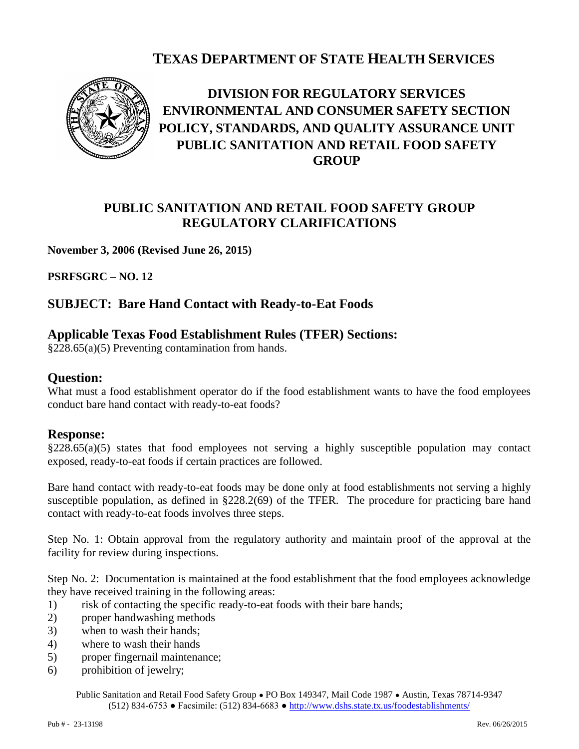# TEXAS DEPARTMENT OF STATE HEALTH SERVICES

## DIVISION FOR REGULATORY SERVICES
## ENVIRONMENTAL AND CONSUMER SAFETY SECTION
## POLICY, STANDARDS, AND QUALITY ASSURANCE UNIT
## PUBLIC SANITATION AND RETAIL FOOD SAFETY GROUP

## PUBLIC SANITATION AND RETAIL FOOD SAFETY GROUP REGULATORY CLARIFICATIONS

**November 3, 2006 (Revised June 26, 2015)**

**PSRFSGRC – NO. 12**

## SUBJECT: Bare Hand Contact with Ready-to-Eat Foods

## Applicable Texas Food Establishment Rules (TFER) Sections:

§228.65(a)(5) Preventing contamination from hands.

## Question:

What must a food establishment operator do if the food establishment wants to have the food employees conduct bare hand contact with ready-to-eat foods?

## Response:

§228.65(a)(5) states that food employees not serving a highly susceptible population may contact exposed, ready-to-eat foods if certain practices are followed.

Bare hand contact with ready-to-eat foods may be done only at food establishments not serving a highly susceptible population, as defined in §228.2(69) of the TFER. The procedure for practicing bare hand contact with ready-to-eat foods involves three steps.

Step No. 1: Obtain approval from the regulatory authority and maintain proof of the approval at the facility for review during inspections.

Step No. 2: Documentation is maintained at the food establishment that the food employees acknowledge they have received training in the following areas:

1) risk of contacting the specific ready-to-eat foods with their bare hands;
2) proper handwashing methods
3) when to wash their hands;
4) where to wash their hands
5) proper fingernail maintenance;
6) prohibition of jewelry;

Public Sanitation and Retail Food Safety Group • PO Box 149347, Mail Code 1987 • Austin, Texas 78714-9347
(512) 834-6753 • Facsimile: (512) 834-6683 • http://www.dshs.state.tx.us/foodestablishments/

Pub # - 23-13198 Rev. 06/26/2015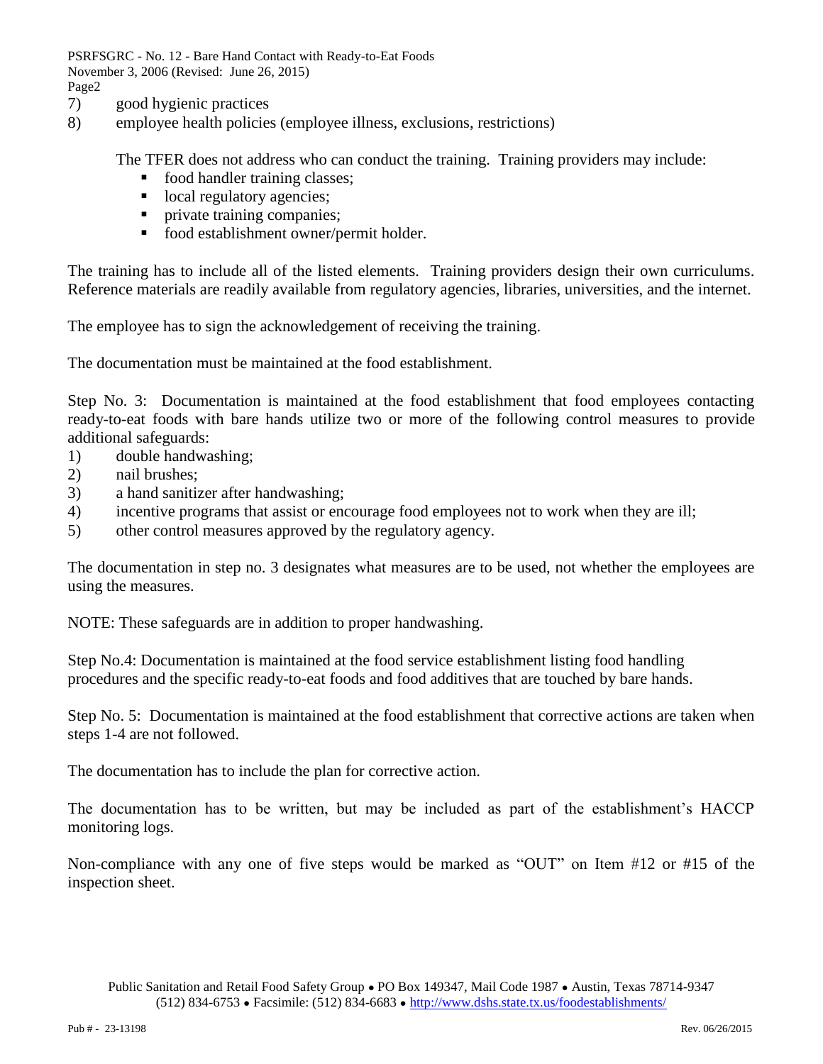7) good hygienic practices
8) employee health policies (employee illness, exclusions, restrictions)

The TFER does not address who can conduct the training. Training providers may include:

- food handler training classes;
- local regulatory agencies;
- private training companies;
- food establishment owner/permit holder.

The training has to include all of the listed elements. Training providers design their own curriculums. Reference materials are readily available from regulatory agencies, libraries, universities, and the internet.

The employee has to sign the acknowledgement of receiving the training.

The documentation must be maintained at the food establishment.

Step No. 3: Documentation is maintained at the food establishment that food employees contacting ready-to-eat foods with bare hands utilize two or more of the following control measures to provide additional safeguards:

1) double handwashing;
2) nail brushes;
3) a hand sanitizer after handwashing;
4) incentive programs that assist or encourage food employees not to work when they are ill;
5) other control measures approved by the regulatory agency.

The documentation in step no. 3 designates what measures are to be used, not whether the employees are using the measures.

NOTE: These safeguards are in addition to proper handwashing.

Step No.4: Documentation is maintained at the food service establishment listing food handling procedures and the specific ready-to-eat foods and food additives that are touched by bare hands.

Step No. 5: Documentation is maintained at the food establishment that corrective actions are taken when steps 1-4 are not followed.

The documentation has to include the plan for corrective action.

The documentation has to be written, but may be included as part of the establishment's HACCP monitoring logs.

Non-compliance with any one of five steps would be marked as "OUT" on Item #12 or #15 of the inspection sheet.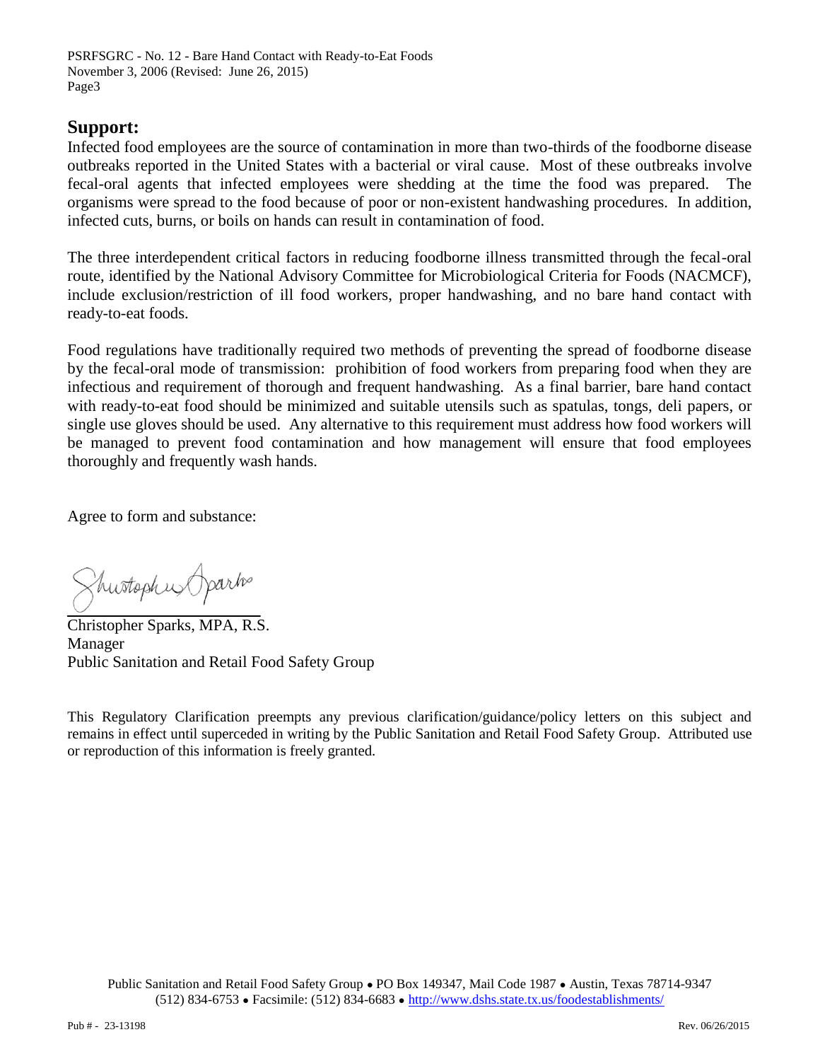## Support:

Infected food employees are the source of contamination in more than two-thirds of the foodborne disease outbreaks reported in the United States with a bacterial or viral cause. Most of these outbreaks involve fecal-oral agents that infected employees were shedding at the time the food was prepared. The organisms were spread to the food because of poor or non-existent handwashing procedures. In addition, infected cuts, burns, or boils on hands can result in contamination of food.

The three interdependent critical factors in reducing foodborne illness transmitted through the fecal-oral route, identified by the National Advisory Committee for Microbiological Criteria for Foods (NACMCF), include exclusion/restriction of ill food workers, proper handwashing, and no bare hand contact with ready-to-eat foods.

Food regulations have traditionally required two methods of preventing the spread of foodborne disease by the fecal-oral mode of transmission: prohibition of food workers from preparing food when they are infectious and requirement of thorough and frequent handwashing. As a final barrier, bare hand contact with ready-to-eat food should be minimized and suitable utensils such as spatulas, tongs, deli papers, or single use gloves should be used. Any alternative to this requirement must address how food workers will be managed to prevent food contamination and how management will ensure that food employees thoroughly and frequently wash hands.

Agree to form and substance:

Christopher Sparks, MPA, R.S.
Manager
Public Sanitation and Retail Food Safety Group

This Regulatory Clarification preempts any previous clarification/guidance/policy letters on this subject and remains in effect until superceded in writing by the Public Sanitation and Retail Food Safety Group. Attributed use or reproduction of this information is freely granted.

Public Sanitation and Retail Food Safety Group • PO Box 149347, Mail Code 1987 • Austin, Texas 78714-9347
(512) 834-6753 • Facsimile: (512) 834-6683 • http://www.dshs.state.tx.us/foodestablishments/

Pub # - 23-13198 Rev. 06/26/2015